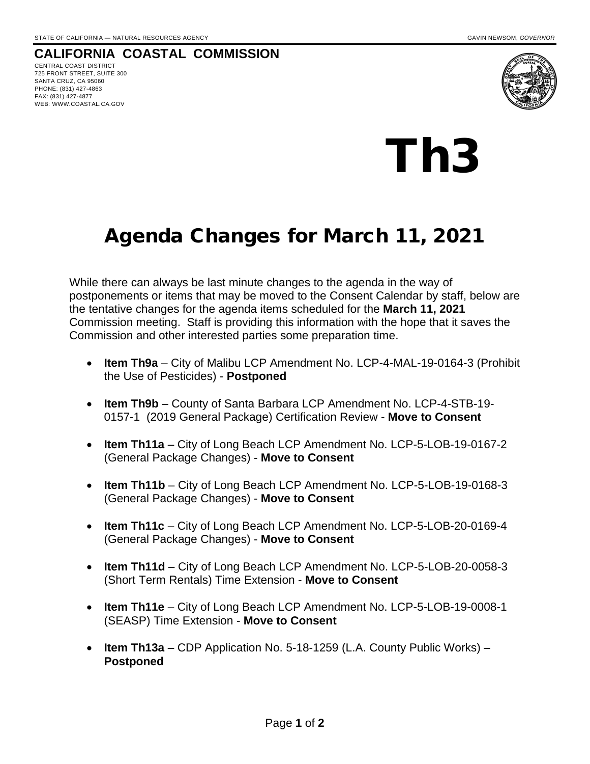STATE OF CALIFORNIA — NATURAL RESOURCES AGENCY GAVIN NEWSOM, *GOVERNOR*

# CALIFORNIA COASTAL COMMISSION

CENTRAL COAST DISTRICT
725 FRONT STREET, SUITE 300
SANTA CRUZ, CA 95060
PHONE: (831) 427-4863
FAX: (831) 427-4877
WEB: WWW.COASTAL.CA.GOV

# Th3

## Agenda Changes for March 11, 2021

While there can always be last minute changes to the agenda in the way of postponements or items that may be moved to the Consent Calendar by staff, below are the tentative changes for the agenda items scheduled for the **March 11, 2021** Commission meeting. Staff is providing this information with the hope that it saves the Commission and other interested parties some preparation time.

- **Item Th9a** – City of Malibu LCP Amendment No. LCP-4-MAL-19-0164-3 (Prohibit the Use of Pesticides) - **Postponed**
- **Item Th9b** – County of Santa Barbara LCP Amendment No. LCP-4-STB-19-0157-1 (2019 General Package) Certification Review - **Move to Consent**
- **Item Th11a** – City of Long Beach LCP Amendment No. LCP-5-LOB-19-0167-2 (General Package Changes) - **Move to Consent**
- **Item Th11b** – City of Long Beach LCP Amendment No. LCP-5-LOB-19-0168-3 (General Package Changes) - **Move to Consent**
- **Item Th11c** – City of Long Beach LCP Amendment No. LCP-5-LOB-20-0169-4 (General Package Changes) - **Move to Consent**
- **Item Th11d** – City of Long Beach LCP Amendment No. LCP-5-LOB-20-0058-3 (Short Term Rentals) Time Extension - **Move to Consent**
- **Item Th11e** – City of Long Beach LCP Amendment No. LCP-5-LOB-19-0008-1 (SEASP) Time Extension - **Move to Consent**
- **Item Th13a** – CDP Application No. 5-18-1259 (L.A. County Public Works) – **Postponed**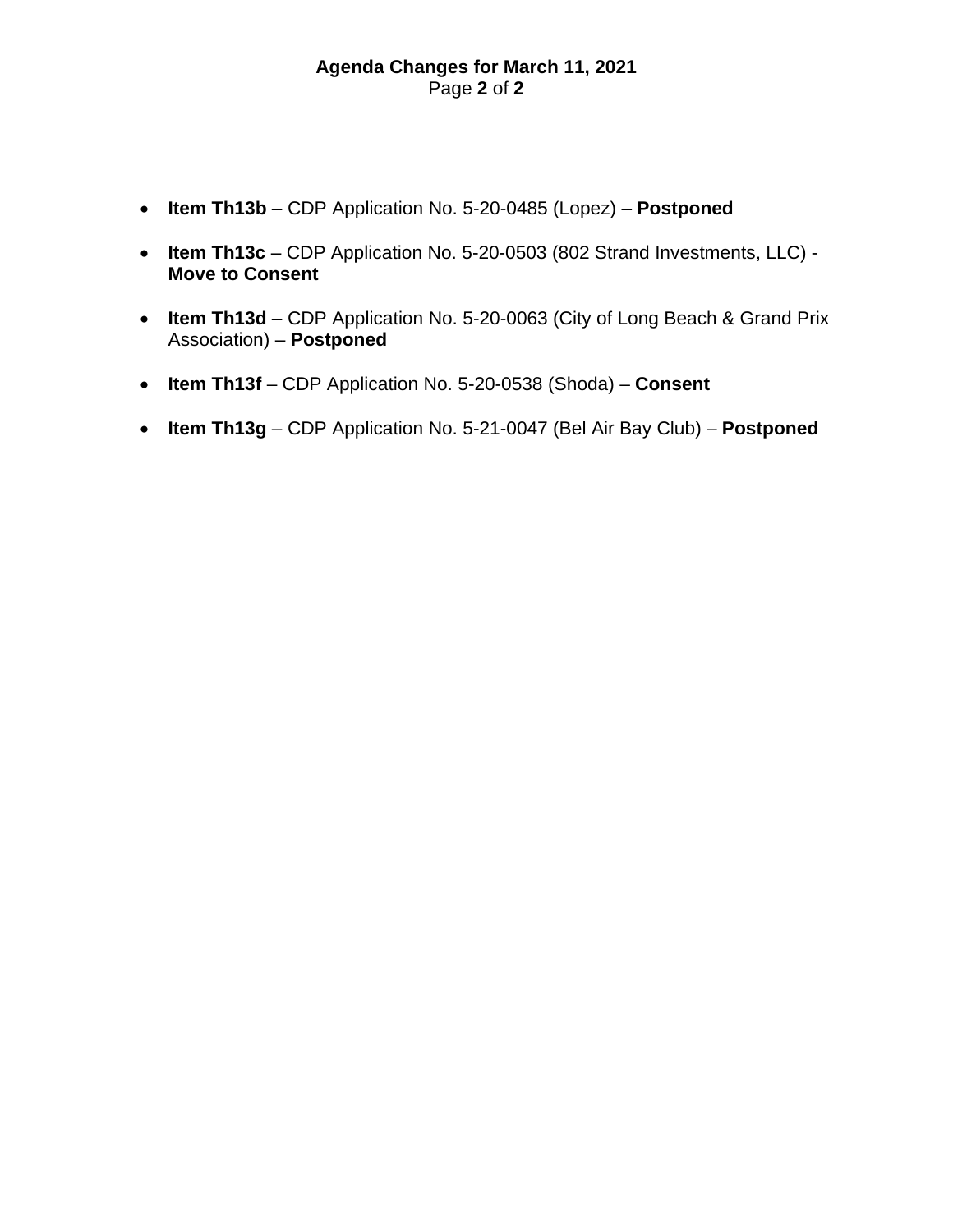- **Item Th13b** – CDP Application No. 5-20-0485 (Lopez) – **Postponed**
- **Item Th13c** – CDP Application No. 5-20-0503 (802 Strand Investments, LLC) - **Move to Consent**
- **Item Th13d** – CDP Application No. 5-20-0063 (City of Long Beach & Grand Prix Association) – **Postponed**
- **Item Th13f** – CDP Application No. 5-20-0538 (Shoda) – **Consent**
- **Item Th13g** – CDP Application No. 5-21-0047 (Bel Air Bay Club) – **Postponed**